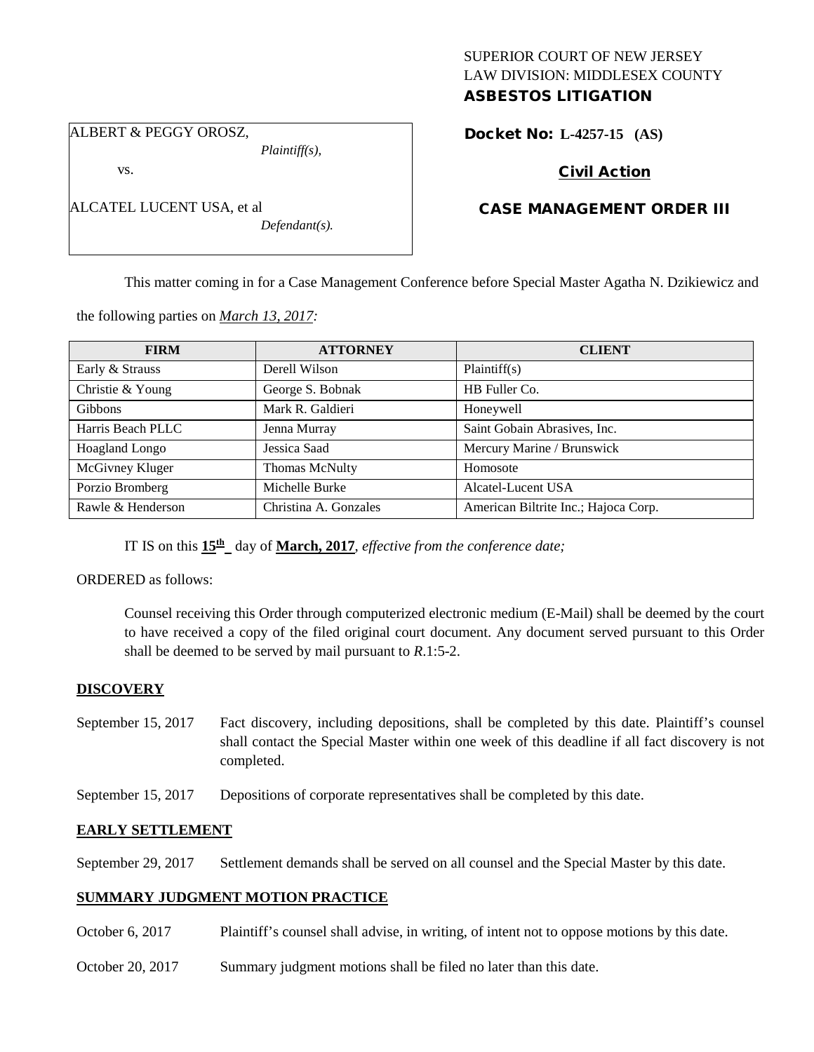SUPERIOR COURT OF NEW JERSEY
LAW DIVISION: MIDDLESEX COUNTY
**ASBESTOS LITIGATION**

ALBERT & PEGGY OROSZ,
*Plaintiff(s),*

vs.

ALCATEL LUCENT USA, et al
*Defendant(s).*

**Docket No: L-4257-15 (AS)**

**Civil Action**

**CASE MANAGEMENT ORDER III**

This matter coming in for a Case Management Conference before Special Master Agatha N. Dzikiewicz and the following parties on *March 13, 2017:*

| FIRM | ATTORNEY | CLIENT |
|---|---|---|
| Early & Strauss | Derell Wilson | Plaintiff(s) |
| Christie & Young | George S. Bobnak | HB Fuller Co. |
| Gibbons | Mark R. Galdieri | Honeywell |
| Harris Beach PLLC | Jenna Murray | Saint Gobain Abrasives, Inc. |
| Hoagland Longo | Jessica Saad | Mercury Marine / Brunswick |
| McGivney Kluger | Thomas McNulty | Homosote |
| Porzio Bromberg | Michelle Burke | Alcatel-Lucent USA |
| Rawle & Henderson | Christina A. Gonzales | American Biltrite Inc.; Hajoca Corp. |

IT IS on this **15th** day of **March, 2017**, *effective from the conference date;*

ORDERED as follows:

Counsel receiving this Order through computerized electronic medium (E-Mail) shall be deemed by the court to have received a copy of the filed original court document. Any document served pursuant to this Order shall be deemed to be served by mail pursuant to *R*.1:5-2.

**DISCOVERY**

September 15, 2017 Fact discovery, including depositions, shall be completed by this date. Plaintiff's counsel shall contact the Special Master within one week of this deadline if all fact discovery is not completed.

September 15, 2017 Depositions of corporate representatives shall be completed by this date.

**EARLY SETTLEMENT**

September 29, 2017 Settlement demands shall be served on all counsel and the Special Master by this date.

**SUMMARY JUDGMENT MOTION PRACTICE**

October 6, 2017 Plaintiff's counsel shall advise, in writing, of intent not to oppose motions by this date.

October 20, 2017 Summary judgment motions shall be filed no later than this date.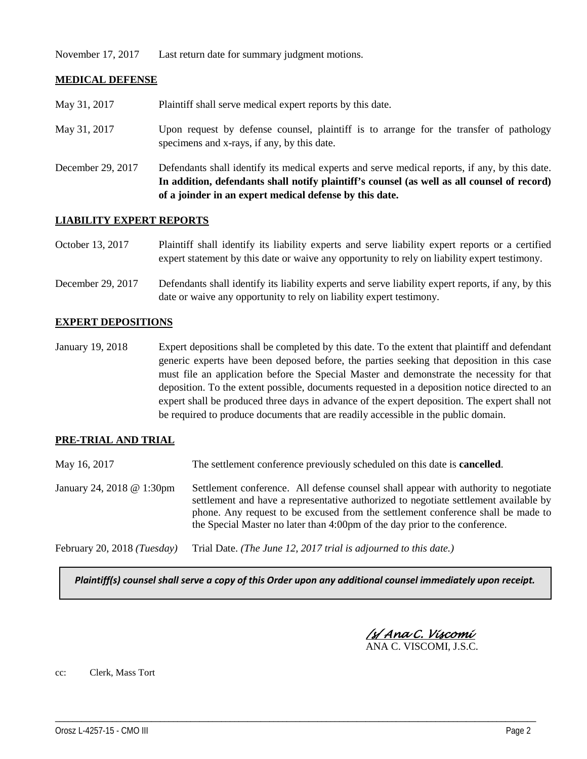November 17, 2017 Last return date for summary judgment motions.

**MEDICAL DEFENSE**

| | |
|---|---|
| May 31, 2017 | Plaintiff shall serve medical expert reports by this date. |
| May 31, 2017 | Upon request by defense counsel, plaintiff is to arrange for the transfer of pathology specimens and x-rays, if any, by this date. |
| December 29, 2017 | Defendants shall identify its medical experts and serve medical reports, if any, by this date. **In addition, defendants shall notify plaintiff's counsel (as well as all counsel of record) of a joinder in an expert medical defense by this date.** |

**LIABILITY EXPERT REPORTS**

| | |
|---|---|
| October 13, 2017 | Plaintiff shall identify its liability experts and serve liability expert reports or a certified expert statement by this date or waive any opportunity to rely on liability expert testimony. |
| December 29, 2017 | Defendants shall identify its liability experts and serve liability expert reports, if any, by this date or waive any opportunity to rely on liability expert testimony. |

**EXPERT DEPOSITIONS**

| | |
|---|---|
| January 19, 2018 | Expert depositions shall be completed by this date. To the extent that plaintiff and defendant generic experts have been deposed before, the parties seeking that deposition in this case must file an application before the Special Master and demonstrate the necessity for that deposition. To the extent possible, documents requested in a deposition notice directed to an expert shall be produced three days in advance of the expert deposition. The expert shall not be required to produce documents that are readily accessible in the public domain. |

**PRE-TRIAL AND TRIAL**

| | |
|---|---|
| May 16, 2017 | The settlement conference previously scheduled on this date is **cancelled**. |
| January 24, 2018 @ 1:30pm | Settlement conference. All defense counsel shall appear with authority to negotiate settlement and have a representative authorized to negotiate settlement available by phone. Any request to be excused from the settlement conference shall be made to the Special Master no later than 4:00pm of the day prior to the conference. |
| February 20, 2018 *(Tuesday)* | Trial Date. *(The June 12, 2017 trial is adjourned to this date.)* |

***Plaintiff(s) counsel shall serve a copy of this Order upon any additional counsel immediately upon receipt.***

*/s/ Ana C. Viscomi*
ANA C. VISCOMI, J.S.C.

cc: Clerk, Mass Tort